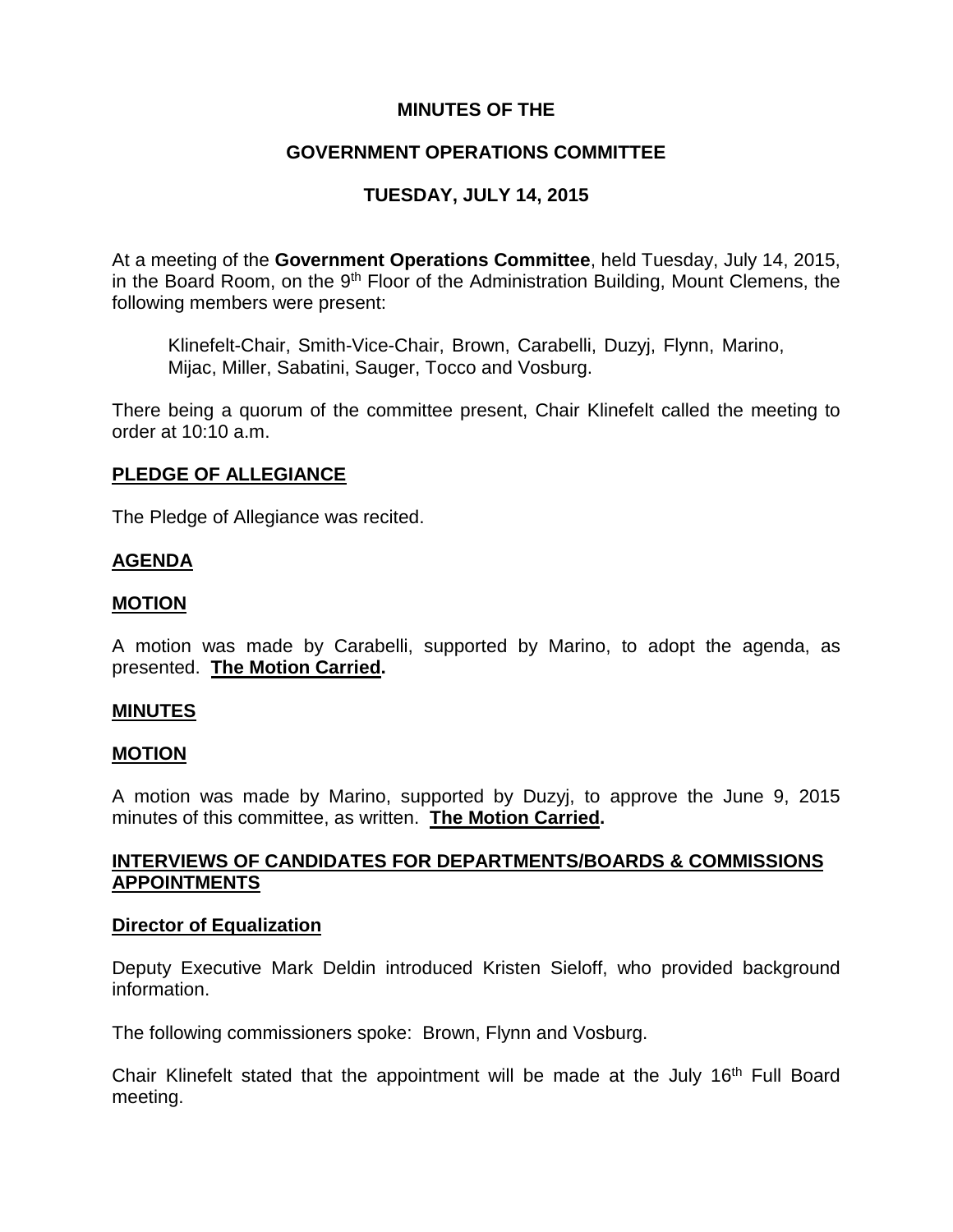# MINUTES OF THE

# GOVERNMENT OPERATIONS COMMITTEE

# TUESDAY, JULY 14, 2015

At a meeting of the **Government Operations Committee**, held Tuesday, July 14, 2015, in the Board Room, on the 9th Floor of the Administration Building, Mount Clemens, the following members were present:

Klinefelt-Chair, Smith-Vice-Chair, Brown, Carabelli, Duzyj, Flynn, Marino, Mijac, Miller, Sabatini, Sauger, Tocco and Vosburg.

There being a quorum of the committee present, Chair Klinefelt called the meeting to order at 10:10 a.m.

**PLEDGE OF ALLEGIANCE**

The Pledge of Allegiance was recited.

**AGENDA**

**MOTION**

A motion was made by Carabelli, supported by Marino, to adopt the agenda, as presented. **The Motion Carried.**

**MINUTES**

**MOTION**

A motion was made by Marino, supported by Duzyj, to approve the June 9, 2015 minutes of this committee, as written. **The Motion Carried.**

**INTERVIEWS OF CANDIDATES FOR DEPARTMENTS/BOARDS & COMMISSIONS APPOINTMENTS**

**Director of Equalization**

Deputy Executive Mark Deldin introduced Kristen Sieloff, who provided background information.

The following commissioners spoke: Brown, Flynn and Vosburg.

Chair Klinefelt stated that the appointment will be made at the July 16th Full Board meeting.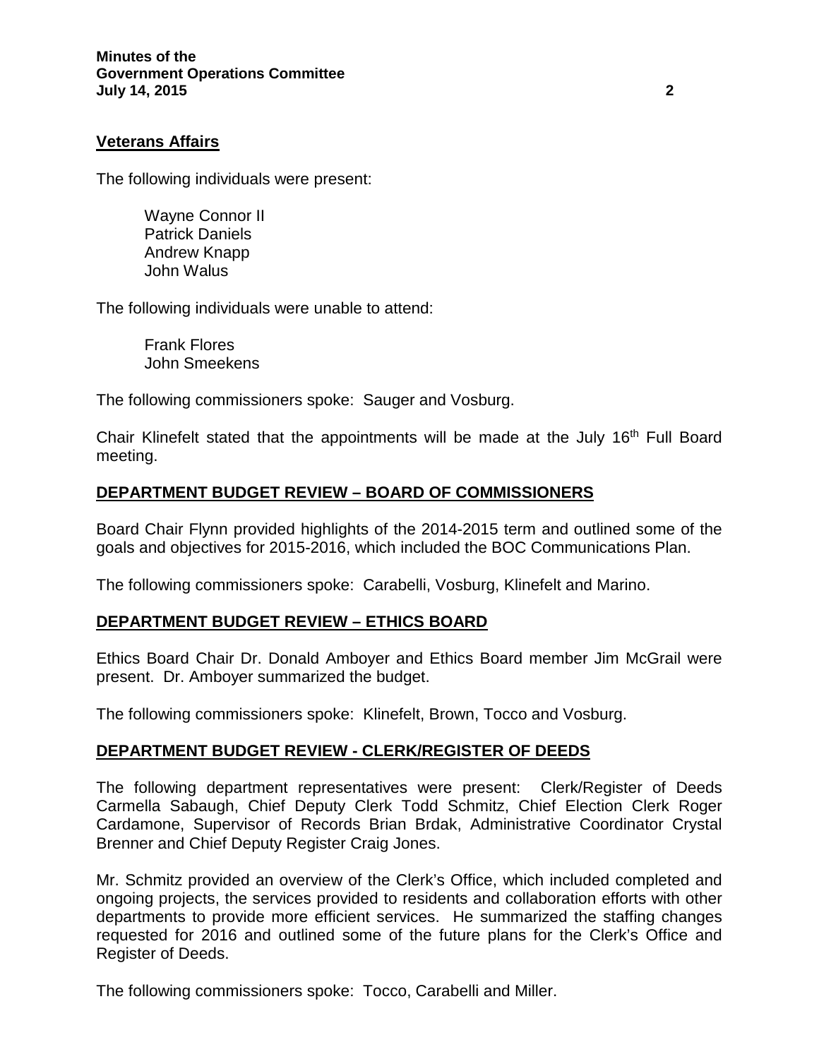### Veterans Affairs

The following individuals were present:

Wayne Connor II
Patrick Daniels
Andrew Knapp
John Walus

The following individuals were unable to attend:

Frank Flores
John Smeekens

The following commissioners spoke: Sauger and Vosburg.

Chair Klinefelt stated that the appointments will be made at the July 16th Full Board meeting.

## DEPARTMENT BUDGET REVIEW – BOARD OF COMMISSIONERS

Board Chair Flynn provided highlights of the 2014-2015 term and outlined some of the goals and objectives for 2015-2016, which included the BOC Communications Plan.

The following commissioners spoke: Carabelli, Vosburg, Klinefelt and Marino.

## DEPARTMENT BUDGET REVIEW – ETHICS BOARD

Ethics Board Chair Dr. Donald Amboyer and Ethics Board member Jim McGrail were present. Dr. Amboyer summarized the budget.

The following commissioners spoke: Klinefelt, Brown, Tocco and Vosburg.

## DEPARTMENT BUDGET REVIEW - CLERK/REGISTER OF DEEDS

The following department representatives were present: Clerk/Register of Deeds Carmella Sabaugh, Chief Deputy Clerk Todd Schmitz, Chief Election Clerk Roger Cardamone, Supervisor of Records Brian Brdak, Administrative Coordinator Crystal Brenner and Chief Deputy Register Craig Jones.

Mr. Schmitz provided an overview of the Clerk's Office, which included completed and ongoing projects, the services provided to residents and collaboration efforts with other departments to provide more efficient services. He summarized the staffing changes requested for 2016 and outlined some of the future plans for the Clerk's Office and Register of Deeds.

The following commissioners spoke: Tocco, Carabelli and Miller.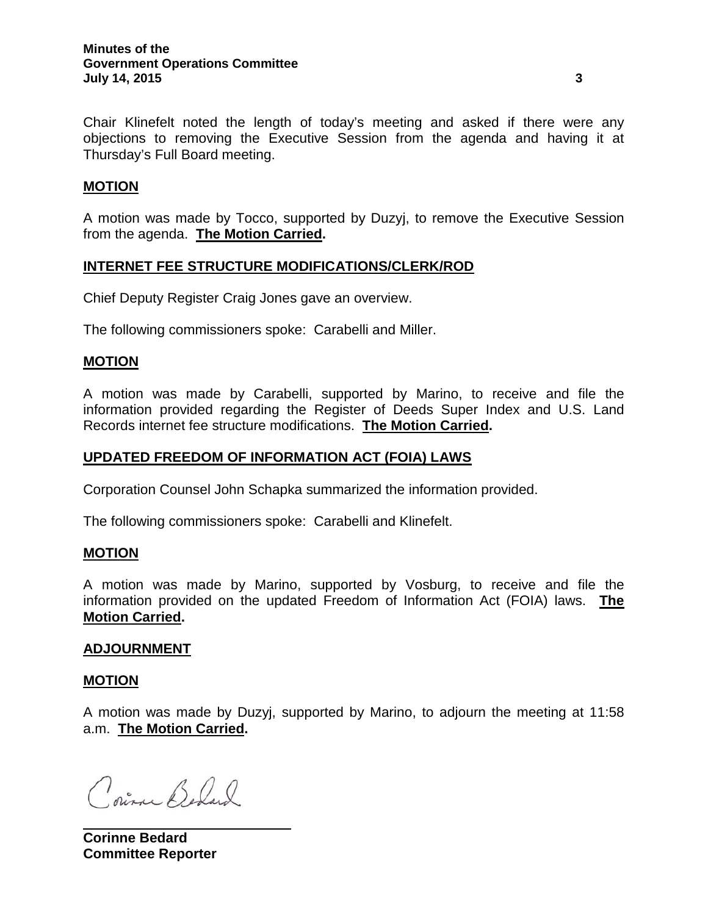Chair Klinefelt noted the length of today's meeting and asked if there were any objections to removing the Executive Session from the agenda and having it at Thursday's Full Board meeting.

## MOTION

A motion was made by Tocco, supported by Duzyj, to remove the Executive Session from the agenda. **The Motion Carried.**

## INTERNET FEE STRUCTURE MODIFICATIONS/CLERK/ROD

Chief Deputy Register Craig Jones gave an overview.

The following commissioners spoke: Carabelli and Miller.

## MOTION

A motion was made by Carabelli, supported by Marino, to receive and file the information provided regarding the Register of Deeds Super Index and U.S. Land Records internet fee structure modifications. **The Motion Carried.**

## UPDATED FREEDOM OF INFORMATION ACT (FOIA) LAWS

Corporation Counsel John Schapka summarized the information provided.

The following commissioners spoke: Carabelli and Klinefelt.

## MOTION

A motion was made by Marino, supported by Vosburg, to receive and file the information provided on the updated Freedom of Information Act (FOIA) laws. **The Motion Carried.**

## ADJOURNMENT

## MOTION

A motion was made by Duzyj, supported by Marino, to adjourn the meeting at 11:58 a.m. **The Motion Carried.**

Corinne Bedard

**Corinne Bedard**
**Committee Reporter**